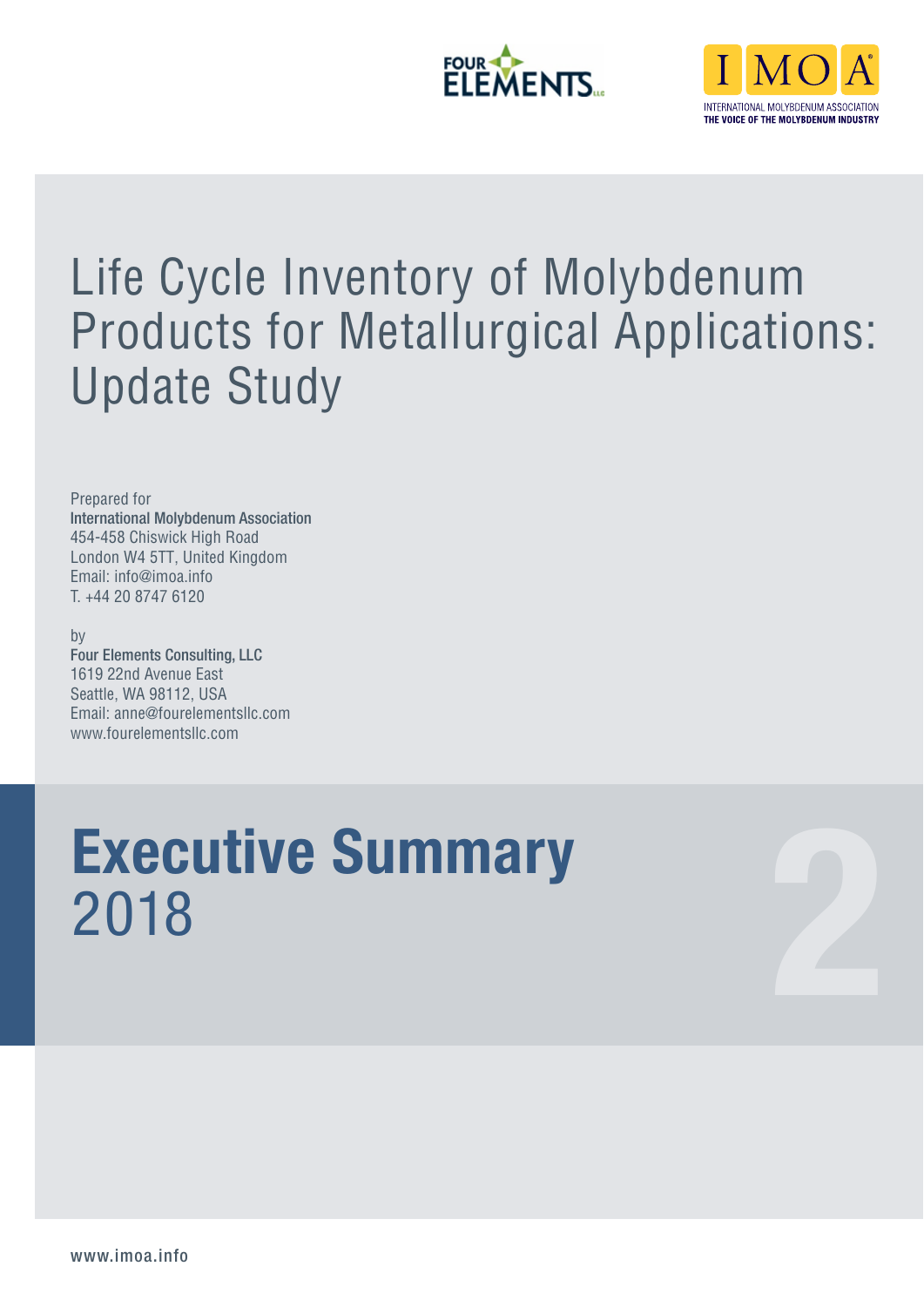FOUR ELEMENTS

IMOA

INTERNATIONAL MOLYBDENUM ASSOCIATION
THE VOICE OF THE MOLYBDENUM INDUSTRY

# Life Cycle Inventory of Molybdenum Products for Metallurgical Applications: Update Study

Prepared for
**International Molybdenum Association**
454-458 Chiswick High Road
London W4 5TT, United Kingdom
Email: info@imoa.info
T. +44 20 8747 6120

by
**Four Elements Consulting, LLC**
1619 22nd Avenue East
Seattle, WA 98112, USA
Email: anne@fourelementsllc.com
www.fourelementsllc.com

# Executive Summary
2018

2

www.imoa.info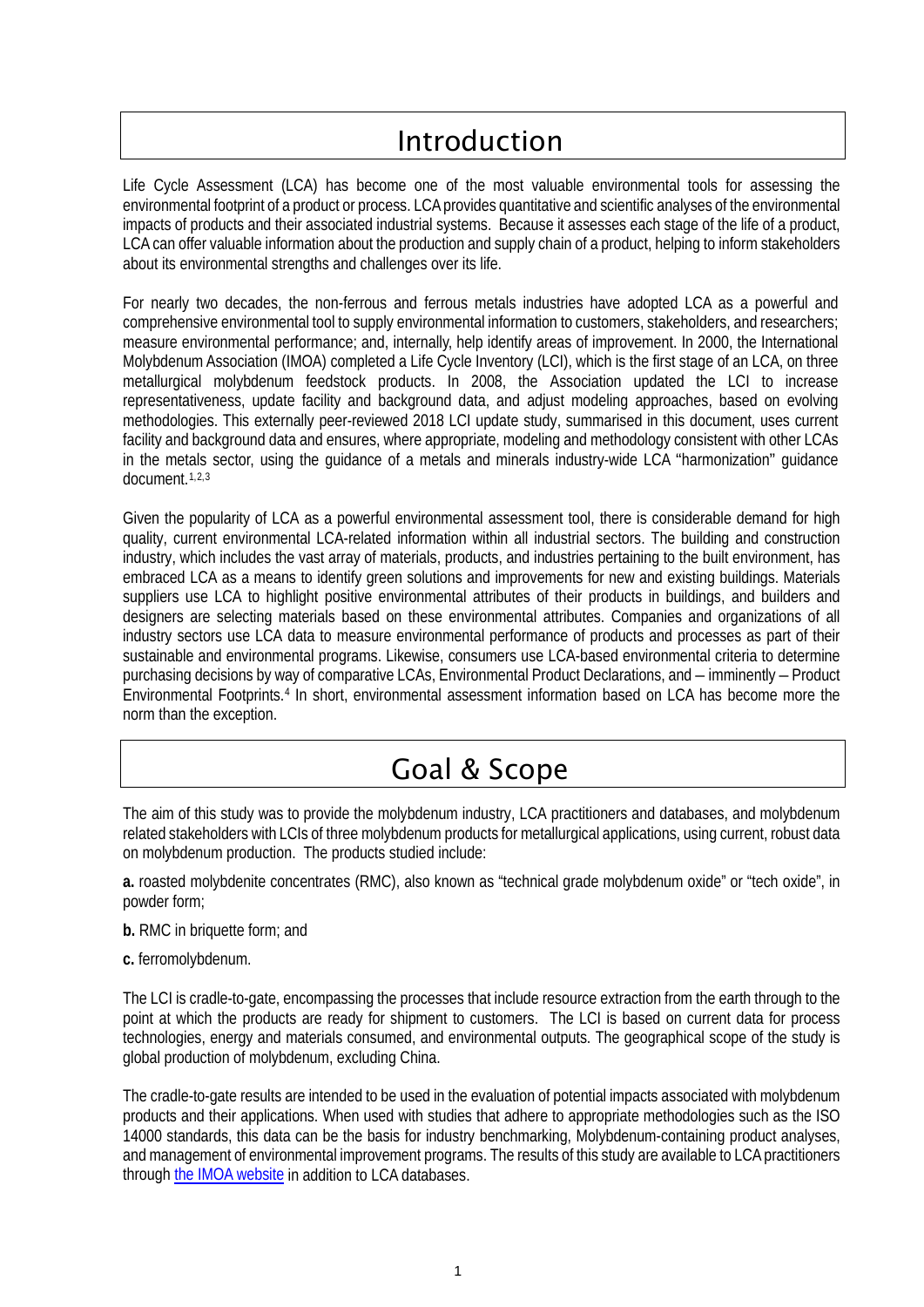# Introduction

Life Cycle Assessment (LCA) has become one of the most valuable environmental tools for assessing the environmental footprint of a product or process. LCA provides quantitative and scientific analyses of the environmental impacts of products and their associated industrial systems. Because it assesses each stage of the life of a product, LCA can offer valuable information about the production and supply chain of a product, helping to inform stakeholders about its environmental strengths and challenges over its life.

For nearly two decades, the non-ferrous and ferrous metals industries have adopted LCA as a powerful and comprehensive environmental tool to supply environmental information to customers, stakeholders, and researchers; measure environmental performance; and, internally, help identify areas of improvement. In 2000, the International Molybdenum Association (IMOA) completed a Life Cycle Inventory (LCI), which is the first stage of an LCA, on three metallurgical molybdenum feedstock products. In 2008, the Association updated the LCI to increase representativeness, update facility and background data, and adjust modeling approaches, based on evolving methodologies. This externally peer-reviewed 2018 LCI update study, summarised in this document, uses current facility and background data and ensures, where appropriate, modeling and methodology consistent with other LCAs in the metals sector, using the guidance of a metals and minerals industry-wide LCA "harmonization" guidance document.[1,2,3]

Given the popularity of LCA as a powerful environmental assessment tool, there is considerable demand for high quality, current environmental LCA-related information within all industrial sectors. The building and construction industry, which includes the vast array of materials, products, and industries pertaining to the built environment, has embraced LCA as a means to identify green solutions and improvements for new and existing buildings. Materials suppliers use LCA to highlight positive environmental attributes of their products in buildings, and builders and designers are selecting materials based on these environmental attributes. Companies and organizations of all industry sectors use LCA data to measure environmental performance of products and processes as part of their sustainable and environmental programs. Likewise, consumers use LCA-based environmental criteria to determine purchasing decisions by way of comparative LCAs, Environmental Product Declarations, and – imminently – Product Environmental Footprints.[4] In short, environmental assessment information based on LCA has become more the norm than the exception.

# Goal & Scope

The aim of this study was to provide the molybdenum industry, LCA practitioners and databases, and molybdenum related stakeholders with LCIs of three molybdenum products for metallurgical applications, using current, robust data on molybdenum production. The products studied include:

**a.** roasted molybdenite concentrates (RMC), also known as "technical grade molybdenum oxide" or "tech oxide", in powder form;

**b.** RMC in briquette form; and

**c.** ferromolybdenum.

The LCI is cradle-to-gate, encompassing the processes that include resource extraction from the earth through to the point at which the products are ready for shipment to customers. The LCI is based on current data for process technologies, energy and materials consumed, and environmental outputs. The geographical scope of the study is global production of molybdenum, excluding China.

The cradle-to-gate results are intended to be used in the evaluation of potential impacts associated with molybdenum products and their applications. When used with studies that adhere to appropriate methodologies such as the ISO 14000 standards, this data can be the basis for industry benchmarking, Molybdenum-containing product analyses, and management of environmental improvement programs. The results of this study are available to LCA practitioners through the IMOA website in addition to LCA databases.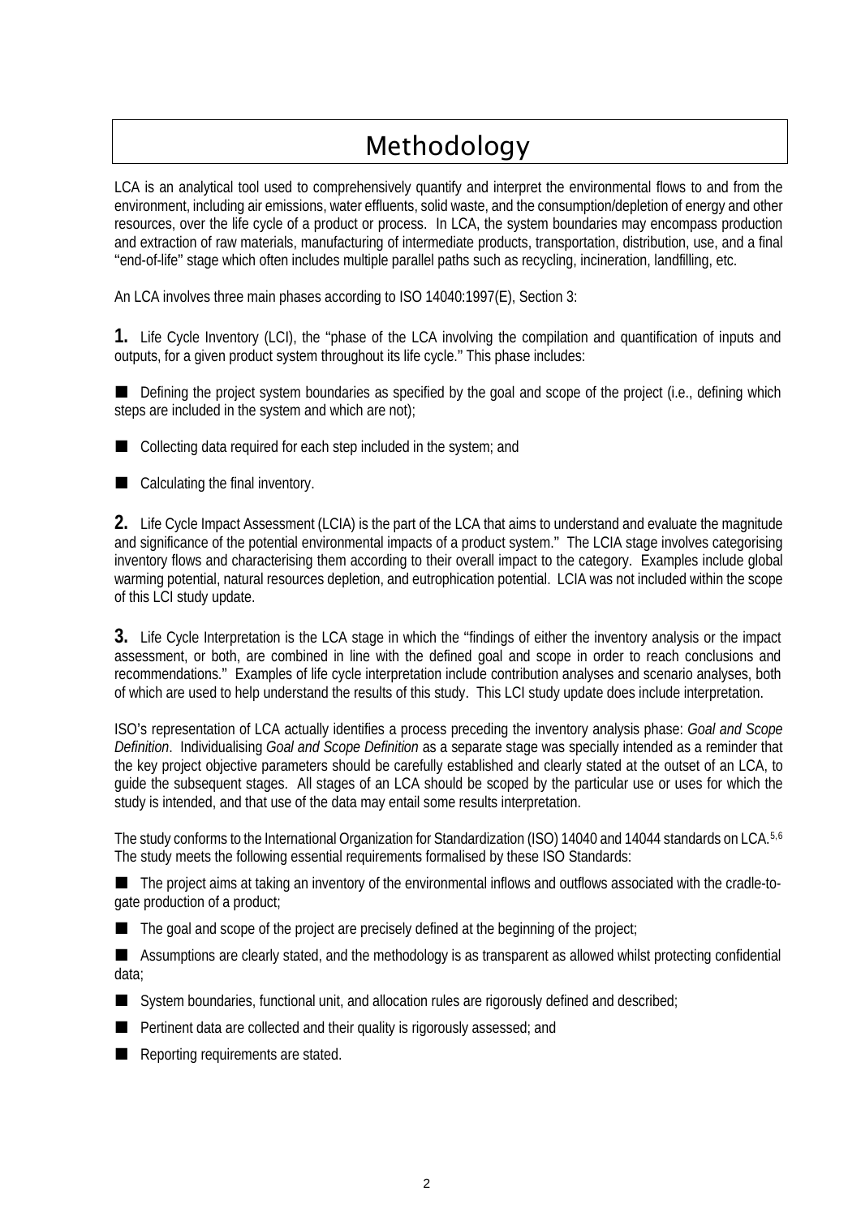# Methodology

LCA is an analytical tool used to comprehensively quantify and interpret the environmental flows to and from the environment, including air emissions, water effluents, solid waste, and the consumption/depletion of energy and other resources, over the life cycle of a product or process. In LCA, the system boundaries may encompass production and extraction of raw materials, manufacturing of intermediate products, transportation, distribution, use, and a final "end-of-life" stage which often includes multiple parallel paths such as recycling, incineration, landfilling, etc.

An LCA involves three main phases according to ISO 14040:1997(E), Section 3:

**1.** Life Cycle Inventory (LCI), the "phase of the LCA involving the compilation and quantification of inputs and outputs, for a given product system throughout its life cycle." This phase includes:

- Defining the project system boundaries as specified by the goal and scope of the project (i.e., defining which steps are included in the system and which are not);
- Collecting data required for each step included in the system; and
- Calculating the final inventory.

**2.** Life Cycle Impact Assessment (LCIA) is the part of the LCA that aims to understand and evaluate the magnitude and significance of the potential environmental impacts of a product system." The LCIA stage involves categorising inventory flows and characterising them according to their overall impact to the category. Examples include global warming potential, natural resources depletion, and eutrophication potential. LCIA was not included within the scope of this LCI study update.

**3.** Life Cycle Interpretation is the LCA stage in which the "findings of either the inventory analysis or the impact assessment, or both, are combined in line with the defined goal and scope in order to reach conclusions and recommendations." Examples of life cycle interpretation include contribution analyses and scenario analyses, both of which are used to help understand the results of this study. This LCI study update does include interpretation.

ISO's representation of LCA actually identifies a process preceding the inventory analysis phase: *Goal and Scope Definition*. Individualising *Goal and Scope Definition* as a separate stage was specially intended as a reminder that the key project objective parameters should be carefully established and clearly stated at the outset of an LCA, to guide the subsequent stages. All stages of an LCA should be scoped by the particular use or uses for which the study is intended, and that use of the data may entail some results interpretation.

The study conforms to the International Organization for Standardization (ISO) 14040 and 14044 standards on LCA.[5,6] The study meets the following essential requirements formalised by these ISO Standards:

- The project aims at taking an inventory of the environmental inflows and outflows associated with the cradle-to-gate production of a product;
- The goal and scope of the project are precisely defined at the beginning of the project;
- Assumptions are clearly stated, and the methodology is as transparent as allowed whilst protecting confidential data;
- System boundaries, functional unit, and allocation rules are rigorously defined and described;
- Pertinent data are collected and their quality is rigorously assessed; and
- Reporting requirements are stated.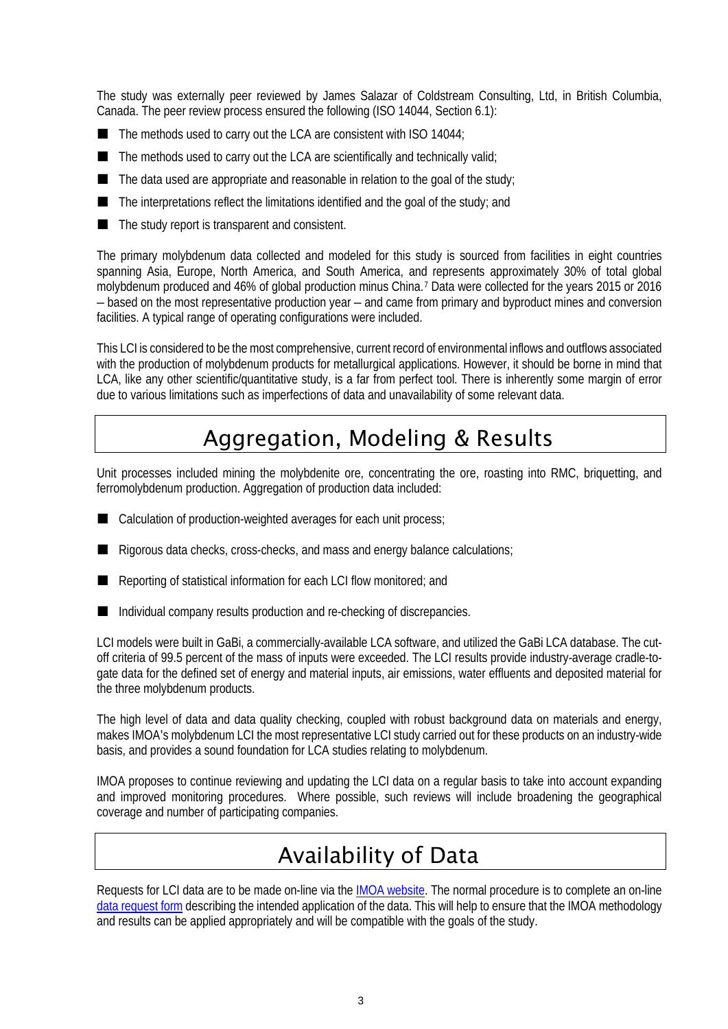The study was externally peer reviewed by James Salazar of Coldstream Consulting, Ltd, in British Columbia, Canada. The peer review process ensured the following (ISO 14044, Section 6.1):

- The methods used to carry out the LCA are consistent with ISO 14044;
- The methods used to carry out the LCA are scientifically and technically valid;
- The data used are appropriate and reasonable in relation to the goal of the study;
- The interpretations reflect the limitations identified and the goal of the study; and
- The study report is transparent and consistent.

The primary molybdenum data collected and modeled for this study is sourced from facilities in eight countries spanning Asia, Europe, North America, and South America, and represents approximately 30% of total global molybdenum produced and 46% of global production minus China.[7] Data were collected for the years 2015 or 2016 – based on the most representative production year – and came from primary and byproduct mines and conversion facilities. A typical range of operating configurations were included.

This LCI is considered to be the most comprehensive, current record of environmental inflows and outflows associated with the production of molybdenum products for metallurgical applications. However, it should be borne in mind that LCA, like any other scientific/quantitative study, is a far from perfect tool. There is inherently some margin of error due to various limitations such as imperfections of data and unavailability of some relevant data.

## Aggregation, Modeling & Results

Unit processes included mining the molybdenite ore, concentrating the ore, roasting into RMC, briquetting, and ferromolybdenum production. Aggregation of production data included:

- Calculation of production-weighted averages for each unit process;
- Rigorous data checks, cross-checks, and mass and energy balance calculations;
- Reporting of statistical information for each LCI flow monitored; and
- Individual company results production and re-checking of discrepancies.

LCI models were built in GaBi, a commercially-available LCA software, and utilized the GaBi LCA database. The cut-off criteria of 99.5 percent of the mass of inputs were exceeded. The LCI results provide industry-average cradle-to-gate data for the defined set of energy and material inputs, air emissions, water effluents and deposited material for the three molybdenum products.

The high level of data and data quality checking, coupled with robust background data on materials and energy, makes IMOA's molybdenum LCI the most representative LCI study carried out for these products on an industry-wide basis, and provides a sound foundation for LCA studies relating to molybdenum.

IMOA proposes to continue reviewing and updating the LCI data on a regular basis to take into account expanding and improved monitoring procedures. Where possible, such reviews will include broadening the geographical coverage and number of participating companies.

## Availability of Data

Requests for LCI data are to be made on-line via the IMOA website. The normal procedure is to complete an on-line data request form describing the intended application of the data. This will help to ensure that the IMOA methodology and results can be applied appropriately and will be compatible with the goals of the study.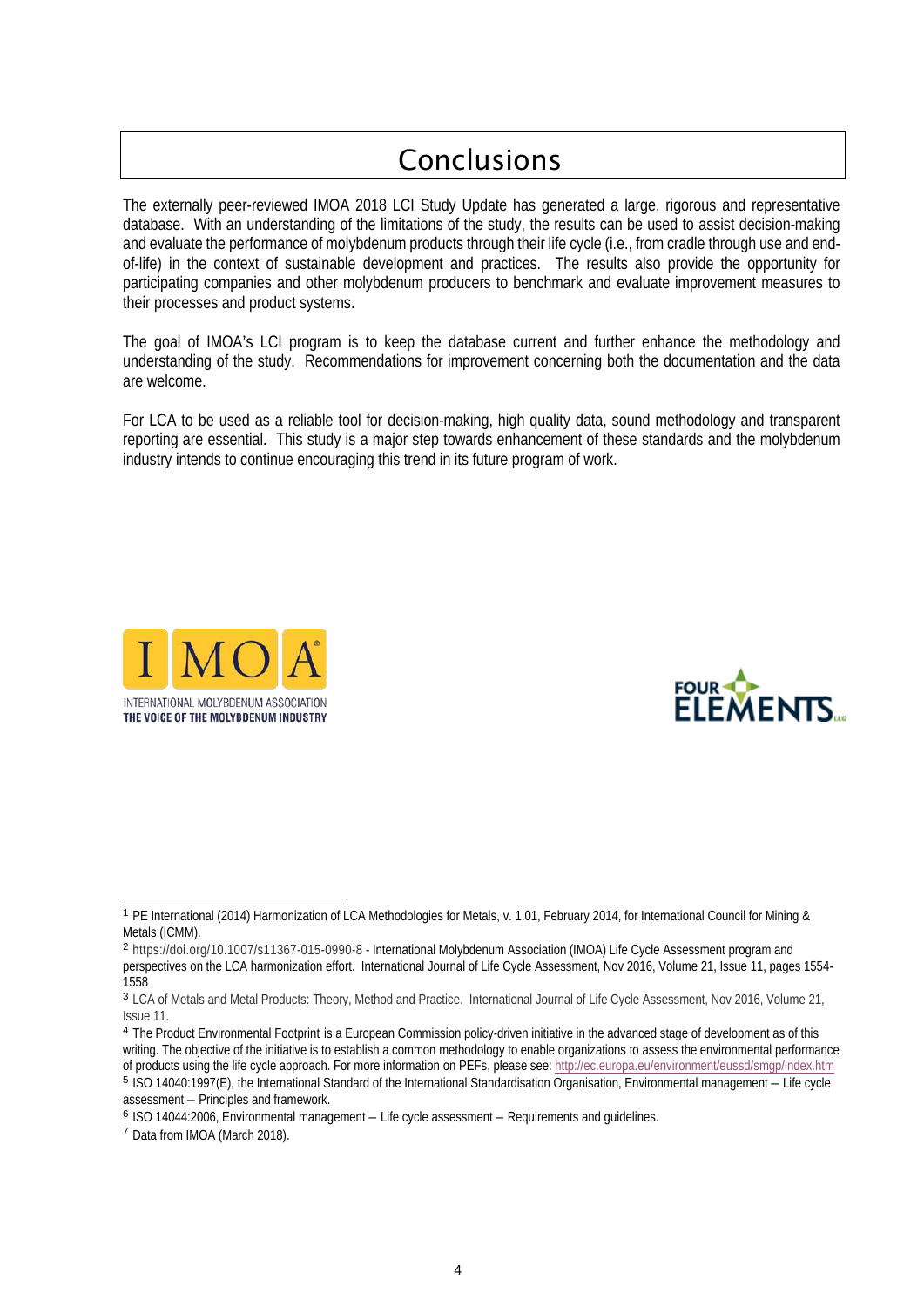# Conclusions

The externally peer-reviewed IMOA 2018 LCI Study Update has generated a large, rigorous and representative database. With an understanding of the limitations of the study, the results can be used to assist decision-making and evaluate the performance of molybdenum products through their life cycle (i.e., from cradle through use and end-of-life) in the context of sustainable development and practices. The results also provide the opportunity for participating companies and other molybdenum producers to benchmark and evaluate improvement measures to their processes and product systems.

The goal of IMOA's LCI program is to keep the database current and further enhance the methodology and understanding of the study. Recommendations for improvement concerning both the documentation and the data are welcome.

For LCA to be used as a reliable tool for decision-making, high quality data, sound methodology and transparent reporting are essential. This study is a major step towards enhancement of these standards and the molybdenum industry intends to continue encouraging this trend in its future program of work.

IMOA®
INTERNATIONAL MOLYBDENUM ASSOCIATION
THE VOICE OF THE MOLYBDENUM INDUSTRY

FOUR ELEMENTS LLC

---

[1] PE International (2014) Harmonization of LCA Methodologies for Metals, v. 1.01, February 2014, for International Council for Mining & Metals (ICMM).

[2] https://doi.org/10.1007/s11367-015-0990-8 - International Molybdenum Association (IMOA) Life Cycle Assessment program and perspectives on the LCA harmonization effort. International Journal of Life Cycle Assessment, Nov 2016, Volume 21, Issue 11, pages 1554-1558

[3] LCA of Metals and Metal Products: Theory, Method and Practice. International Journal of Life Cycle Assessment, Nov 2016, Volume 21, Issue 11.

[4] The Product Environmental Footprint is a European Commission policy-driven initiative in the advanced stage of development as of this writing. The objective of the initiative is to establish a common methodology to enable organizations to assess the environmental performance of products using the life cycle approach. For more information on PEFs, please see: http://ec.europa.eu/environment/eussd/smgp/index.htm

[5] ISO 14040:1997(E), the International Standard of the International Standardisation Organisation, Environmental management – Life cycle assessment – Principles and framework.

[6] ISO 14044:2006, Environmental management – Life cycle assessment – Requirements and guidelines.

[7] Data from IMOA (March 2018).